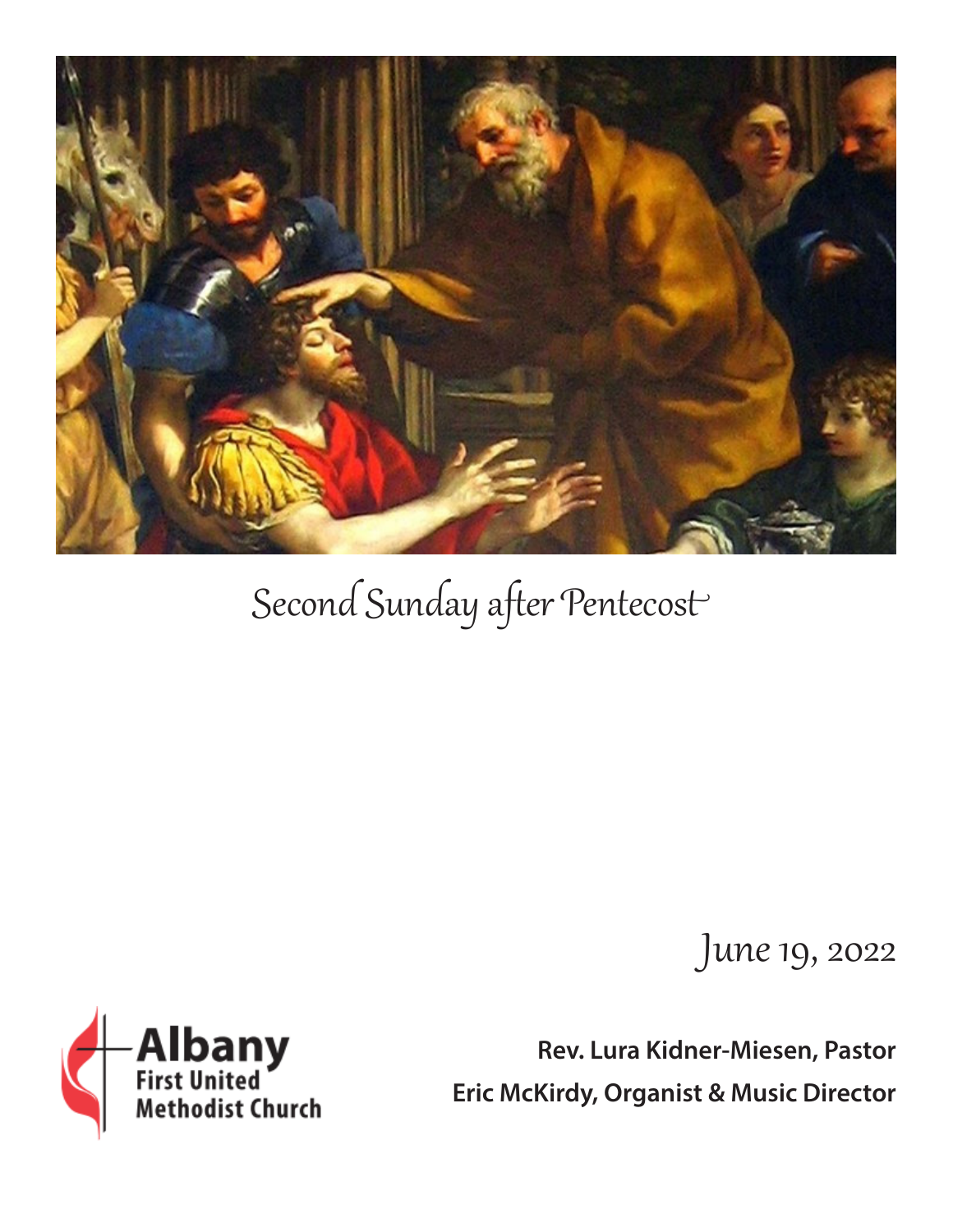# Second Sunday after Pentecost

June 19, 2022

Albany First United Methodist Church

**Rev. Lura Kidner-Miesen, Pastor**

**Eric McKirdy, Organist & Music Director**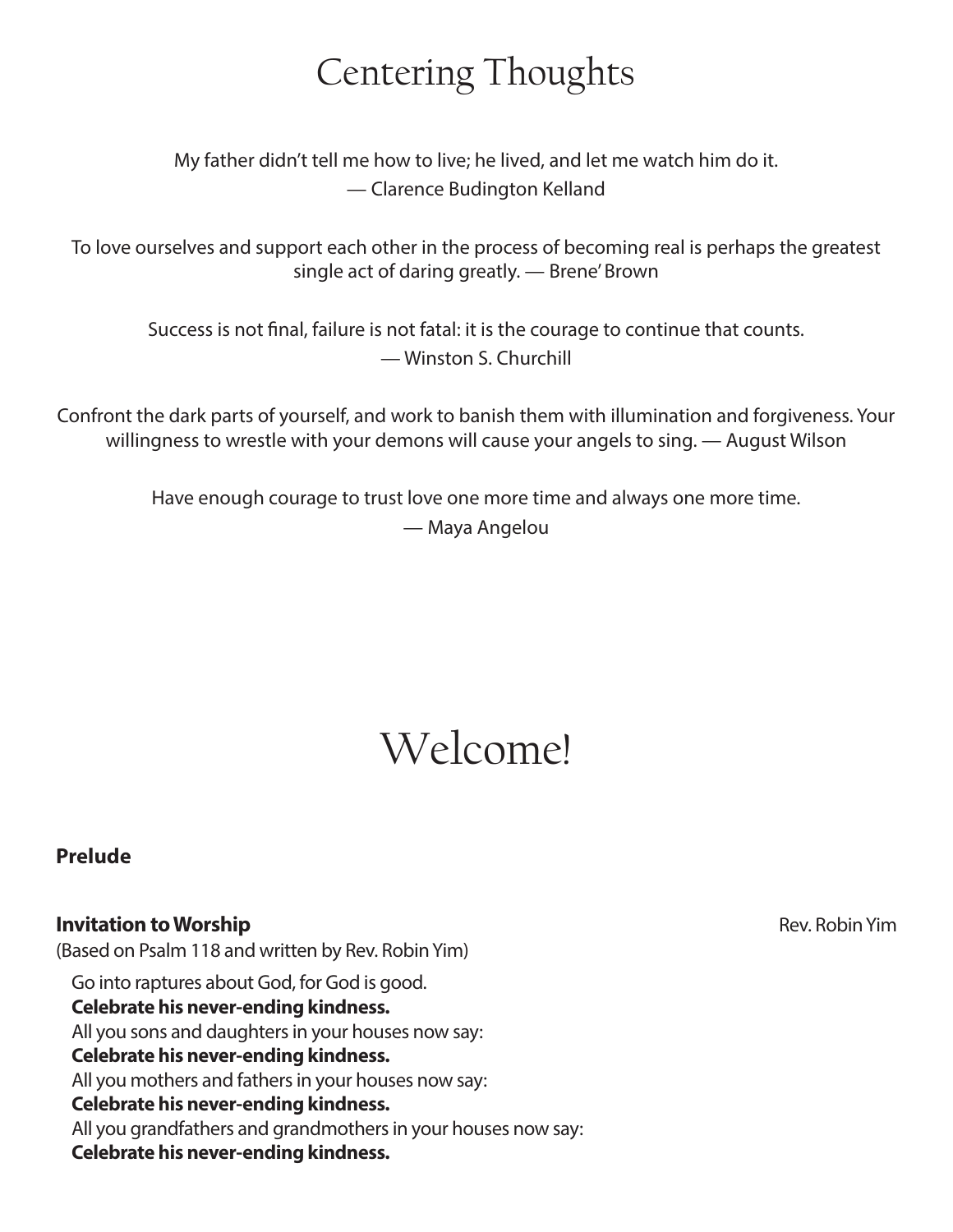# Centering Thoughts

My father didn't tell me how to live; he lived, and let me watch him do it.
— Clarence Budington Kelland

To love ourselves and support each other in the process of becoming real is perhaps the greatest single act of daring greatly. — Brene' Brown

Success is not final, failure is not fatal: it is the courage to continue that counts.
— Winston S. Churchill

Confront the dark parts of yourself, and work to banish them with illumination and forgiveness. Your willingness to wrestle with your demons will cause your angels to sing. — August Wilson

Have enough courage to trust love one more time and always one more time.
— Maya Angelou

# Welcome!

**Prelude**

**Invitation to Worship** Rev. Robin Yim

(Based on Psalm 118 and written by Rev. Robin Yim)

Go into raptures about God, for God is good.
**Celebrate his never-ending kindness.**
All you sons and daughters in your houses now say:
**Celebrate his never-ending kindness.**
All you mothers and fathers in your houses now say:
**Celebrate his never-ending kindness.**
All you grandfathers and grandmothers in your houses now say:
**Celebrate his never-ending kindness.**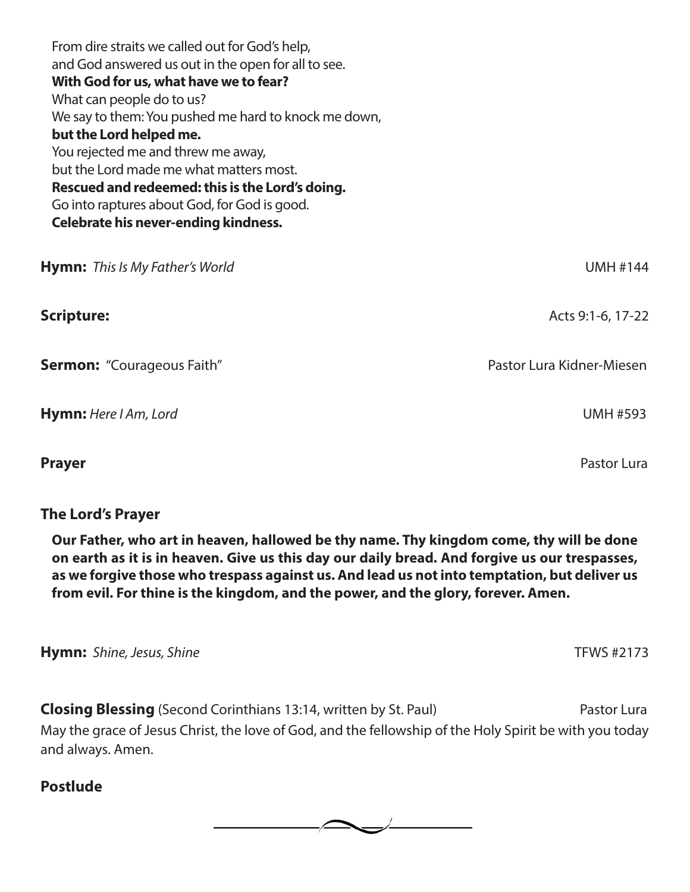From dire straits we called out for God's help,
and God answered us out in the open for all to see.
**With God for us, what have we to fear?**
What can people do to us?
We say to them: You pushed me hard to knock me down,
**but the Lord helped me.**
You rejected me and threw me away,
but the Lord made me what matters most.
**Rescued and redeemed: this is the Lord's doing.**
Go into raptures about God, for God is good.
**Celebrate his never-ending kindness.**

**Hymn:** *This Is My Father's World* UMH #144

**Scripture:** Acts 9:1-6, 17-22

**Sermon:** "Courageous Faith" Pastor Lura Kidner-Miesen

**Hymn:** *Here I Am, Lord* UMH #593

**Prayer** Pastor Lura

**The Lord's Prayer**

**Our Father, who art in heaven, hallowed be thy name. Thy kingdom come, thy will be done on earth as it is in heaven. Give us this day our daily bread. And forgive us our trespasses, as we forgive those who trespass against us. And lead us not into temptation, but deliver us from evil. For thine is the kingdom, and the power, and the glory, forever. Amen.**

**Hymn:** *Shine, Jesus, Shine* TFWS #2173

**Closing Blessing** (Second Corinthians 13:14, written by St. Paul) Pastor Lura

May the grace of Jesus Christ, the love of God, and the fellowship of the Holy Spirit be with you today and always. Amen.

**Postlude**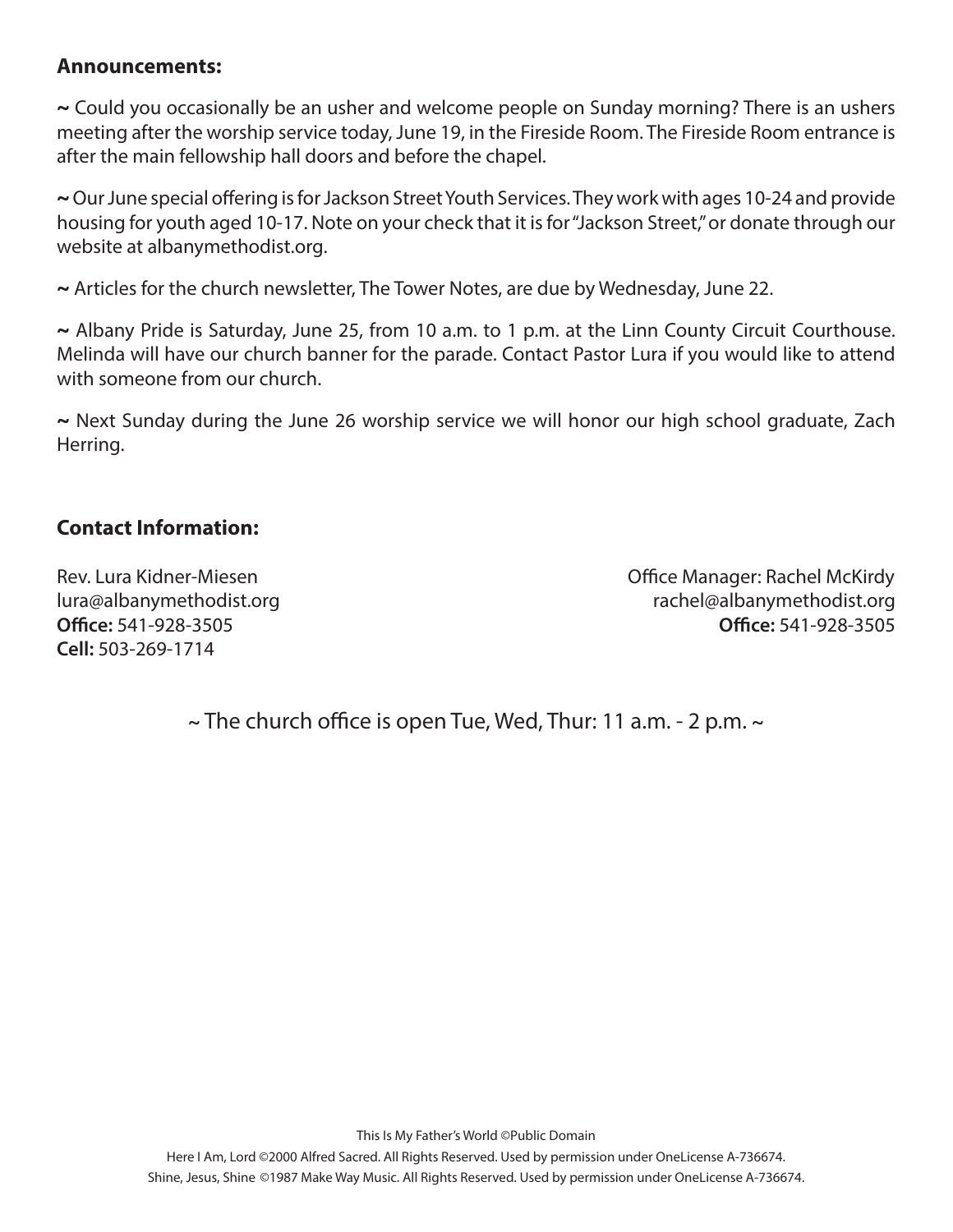## Announcements:

**~** Could you occasionally be an usher and welcome people on Sunday morning? There is an ushers meeting after the worship service today, June 19, in the Fireside Room. The Fireside Room entrance is after the main fellowship hall doors and before the chapel.

**~** Our June special offering is for Jackson Street Youth Services. They work with ages 10-24 and provide housing for youth aged 10-17. Note on your check that it is for "Jackson Street," or donate through our website at albanymethodist.org.

**~** Articles for the church newsletter, The Tower Notes, are due by Wednesday, June 22.

**~** Albany Pride is Saturday, June 25, from 10 a.m. to 1 p.m. at the Linn County Circuit Courthouse. Melinda will have our church banner for the parade. Contact Pastor Lura if you would like to attend with someone from our church.

**~** Next Sunday during the June 26 worship service we will honor our high school graduate, Zach Herring.

## Contact Information:

Rev. Lura Kidner-Miesen
lura@albanymethodist.org
**Office:** 541-928-3505
**Cell:** 503-269-1714

Office Manager: Rachel McKirdy
rachel@albanymethodist.org
**Office:** 541-928-3505

~ The church office is open Tue, Wed, Thur: 11 a.m. - 2 p.m. ~

This Is My Father's World ©Public Domain
Here I Am, Lord ©2000 Alfred Sacred. All Rights Reserved. Used by permission under OneLicense A-736674.
Shine, Jesus, Shine ©1987 Make Way Music. All Rights Reserved. Used by permission under OneLicense A-736674.